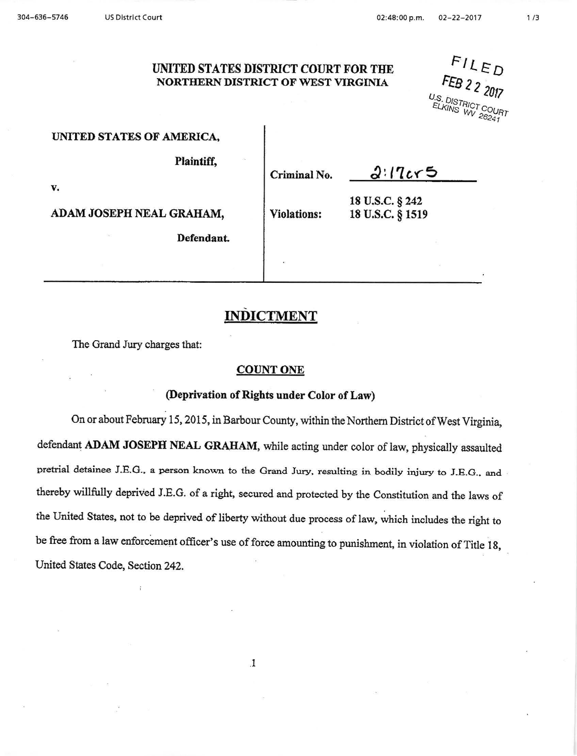**UNITED STATES DISTRICT COURT FOR THE**
**NORTHERN DISTRICT OF WEST VIRGINIA**

FILED
FEB 22 2017
U.S. DISTRICT COURT
ELKINS WV 26241

| | |
|---|---|
| **UNITED STATES OF AMERICA,** | |
| **Plaintiff,** | **Criminal No.** 2:17cr5 |
| **v.** | |
| **ADAM JOSEPH NEAL GRAHAM,** | **Violations:** 18 U.S.C. § 242 <br> 18 U.S.C. § 1519 |
| **Defendant.** | |

## INDICTMENT

The Grand Jury charges that:

### COUNT ONE

### (Deprivation of Rights under Color of Law)

On or about February 15, 2015, in Barbour County, within the Northern District of West Virginia, defendant **ADAM JOSEPH NEAL GRAHAM**, while acting under color of law, physically assaulted pretrial detainee J.E.G., a person known to the Grand Jury, resulting in bodily injury to J.E.G., and thereby willfully deprived J.E.G. of a right, secured and protected by the Constitution and the laws of the United States, not to be deprived of liberty without due process of law, which includes the right to be free from a law enforcement officer's use of force amounting to punishment, in violation of Title 18, United States Code, Section 242.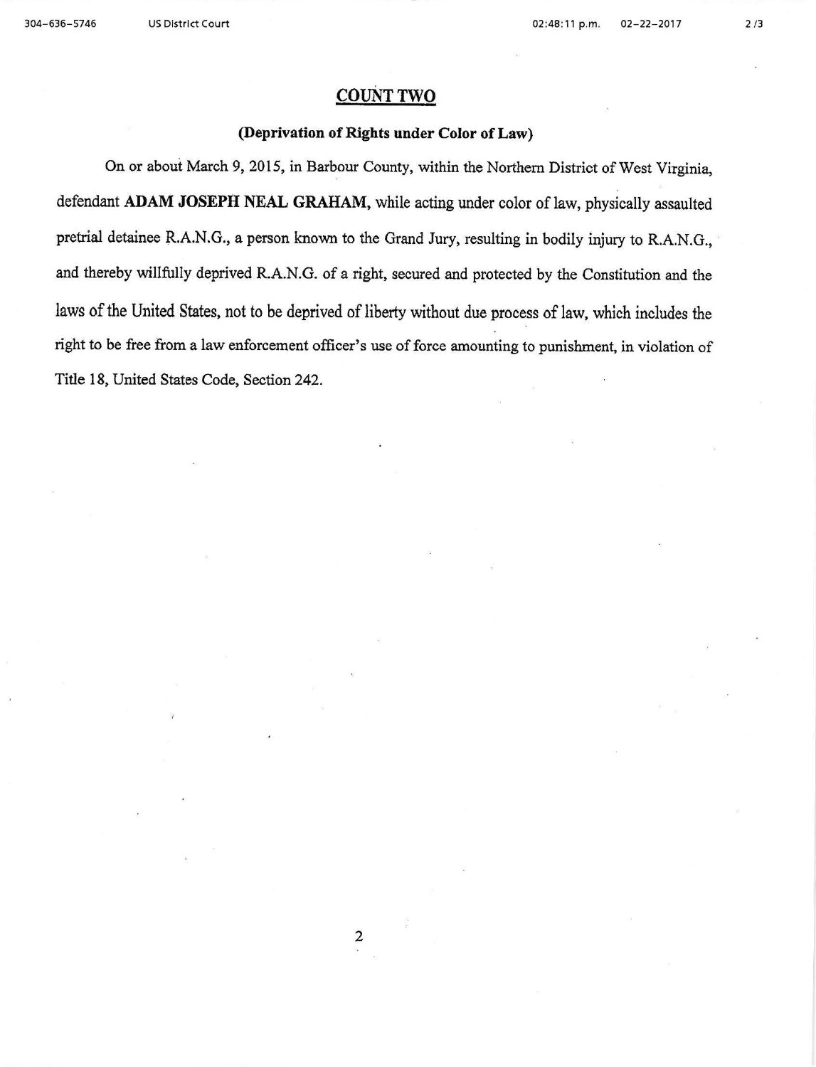## COUNT TWO

**(Deprivation of Rights under Color of Law)**

On or about March 9, 2015, in Barbour County, within the Northern District of West Virginia, defendant **ADAM JOSEPH NEAL GRAHAM**, while acting under color of law, physically assaulted pretrial detainee R.A.N.G., a person known to the Grand Jury, resulting in bodily injury to R.A.N.G., and thereby willfully deprived R.A.N.G. of a right, secured and protected by the Constitution and the laws of the United States, not to be deprived of liberty without due process of law, which includes the right to be free from a law enforcement officer's use of force amounting to punishment, in violation of Title 18, United States Code, Section 242.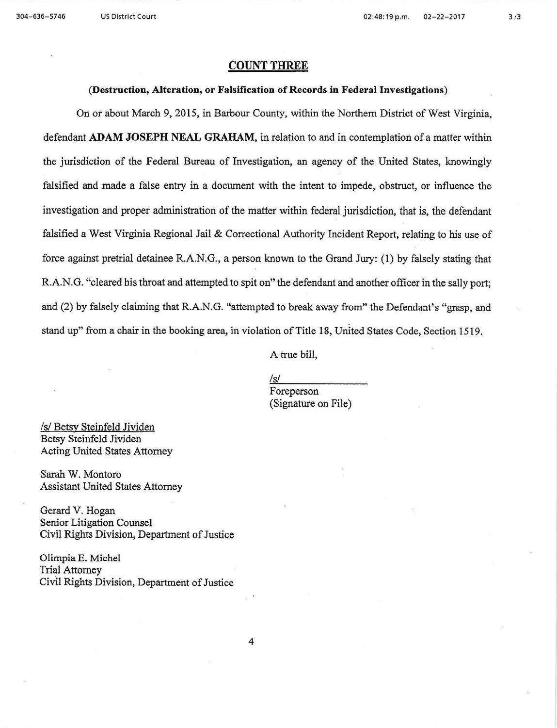## COUNT THREE

**(Destruction, Alteration, or Falsification of Records in Federal Investigations)**

On or about March 9, 2015, in Barbour County, within the Northern District of West Virginia, defendant **ADAM JOSEPH NEAL GRAHAM**, in relation to and in contemplation of a matter within the jurisdiction of the Federal Bureau of Investigation, an agency of the United States, knowingly falsified and made a false entry in a document with the intent to impede, obstruct, or influence the investigation and proper administration of the matter within federal jurisdiction, that is, the defendant falsified a West Virginia Regional Jail & Correctional Authority Incident Report, relating to his use of force against pretrial detainee R.A.N.G., a person known to the Grand Jury: (1) by falsely stating that R.A.N.G. "cleared his throat and attempted to spit on" the defendant and another officer in the sally port; and (2) by falsely claiming that R.A.N.G. "attempted to break away from" the Defendant's "grasp, and stand up" from a chair in the booking area, in violation of Title 18, United States Code, Section 1519.

A true bill,

/s/
Foreperson
(Signature on File)

/s/ Betsy Steinfeld Jividen
Betsy Steinfeld Jividen
Acting United States Attorney

Sarah W. Montoro
Assistant United States Attorney

Gerard V. Hogan
Senior Litigation Counsel
Civil Rights Division, Department of Justice

Olimpia E. Michel
Trial Attorney
Civil Rights Division, Department of Justice